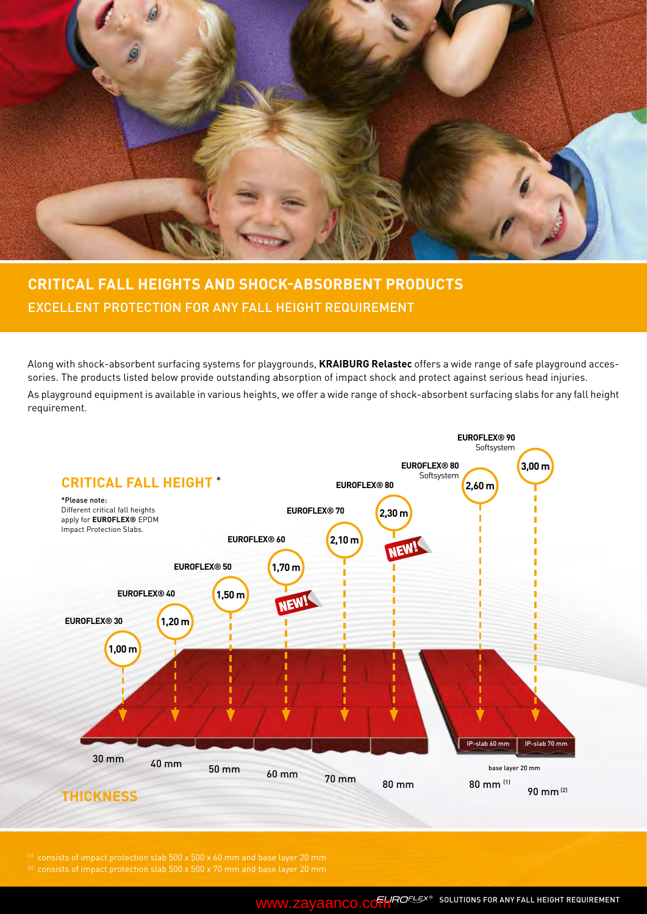## CRITICAL FALL HEIGHTS AND SHOCK-ABSORBENT PRODUCTS

### EXCELLENT PROTECTION FOR ANY FALL HEIGHT REQUIREMENT

Along with shock-absorbent surfacing systems for playgrounds, **KRAIBURG Relastec** offers a wide range of safe playground accessories. The products listed below provide outstanding absorption of impact shock and protect against serious head injuries.

As playground equipment is available in various heights, we offer a wide range of shock-absorbent surfacing slabs for any fall height requirement.

### CRITICAL FALL HEIGHT *

*Please note:
Different critical fall heights apply for **EUROFLEX®** EPDM Impact Protection Slabs.

| Product | Critical fall height | Thickness |
|---|---|---|
| EUROFLEX® 30 | 1,00 m | 30 mm |
| EUROFLEX® 40 | 1,20 m | 40 mm |
| EUROFLEX® 50 | 1,50 m | 50 mm |
| EUROFLEX® 60 (NEW!) | 1,70 m | 60 mm |
| EUROFLEX® 70 | 2,10 m | 70 mm |
| EUROFLEX® 80 (NEW!) | 2,30 m | 80 mm |
| EUROFLEX® 80 Softsystem | 2,60 m | 80 mm [1] (IP-slab 60 mm, base layer 20 mm) |
| EUROFLEX® 90 Softsystem | 3,00 m | 90 mm [2] (IP-slab 70 mm, base layer 20 mm) |

### THICKNESS

[1] consists of impact protection slab 500 x 500 x 60 mm and base layer 20 mm
[2] consists of impact protection slab 500 x 500 x 70 mm and base layer 20 mm

www.zayaanco.com EUROFLEX® SOLUTIONS FOR ANY FALL HEIGHT REQUIREMENT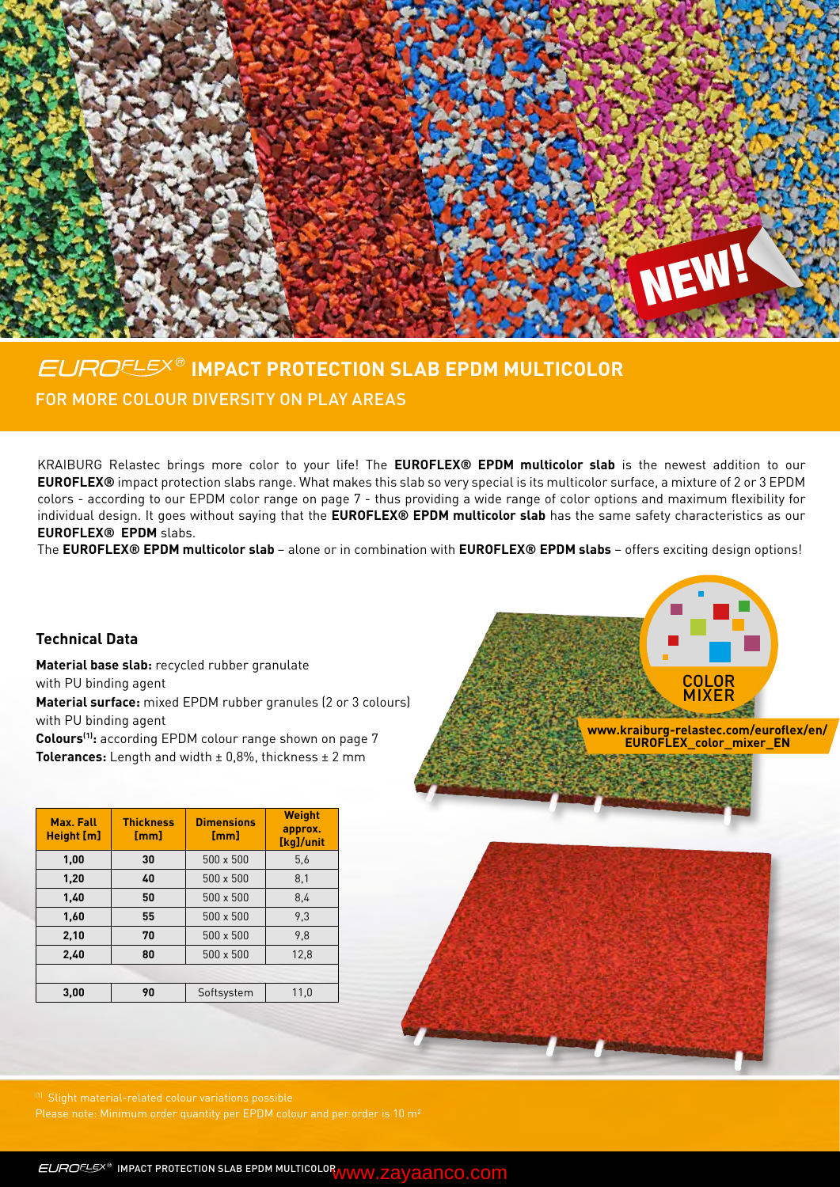# EUROFLEX® IMPACT PROTECTION SLAB EPDM MULTICOLOR

## FOR MORE COLOUR DIVERSITY ON PLAY AREAS

KRAIBURG Relastec brings more color to your life! The **EUROFLEX® EPDM multicolor slab** is the newest addition to our **EUROFLEX®** impact protection slabs range. What makes this slab so very special is its multicolor surface, a mixture of 2 or 3 EPDM colors - according to our EPDM color range on page 7 - thus providing a wide range of color options and maximum flexibility for individual design. It goes without saying that the **EUROFLEX® EPDM multicolor slab** has the same safety characteristics as our **EUROFLEX® EPDM** slabs.

The **EUROFLEX® EPDM multicolor slab** – alone or in combination with **EUROFLEX® EPDM slabs** – offers exciting design options!

### Technical Data

**Material base slab:** recycled rubber granulate with PU binding agent

**Material surface:** mixed EPDM rubber granules (2 or 3 colours) with PU binding agent

**Colours[1]:** according EPDM colour range shown on page 7

**Tolerances:** Length and width ± 0,8%, thickness ± 2 mm

| Max. Fall Height [m] | Thickness [mm] | Dimensions [mm] | Weight approx. [kg]/unit |
|---|---|---|---|
| 1,00 | 30 | 500 x 500 | 5,6 |
| 1,20 | 40 | 500 x 500 | 8,1 |
| 1,40 | 50 | 500 x 500 | 8,4 |
| 1,60 | 55 | 500 x 500 | 9,3 |
| 2,10 | 70 | 500 x 500 | 9,8 |
| 2,40 | 80 | 500 x 500 | 12,8 |
| | | | |
| 3,00 | 90 | Softsystem | 11,0 |

COLOR MIXER

www.kraiburg-relastec.com/euroflex/en/EUROFLEX_color_mixer_EN

[1] Slight material-related colour variations possible

Please note: Minimum order quantity per EPDM colour and per order is 10 m²

www.zayaanco.com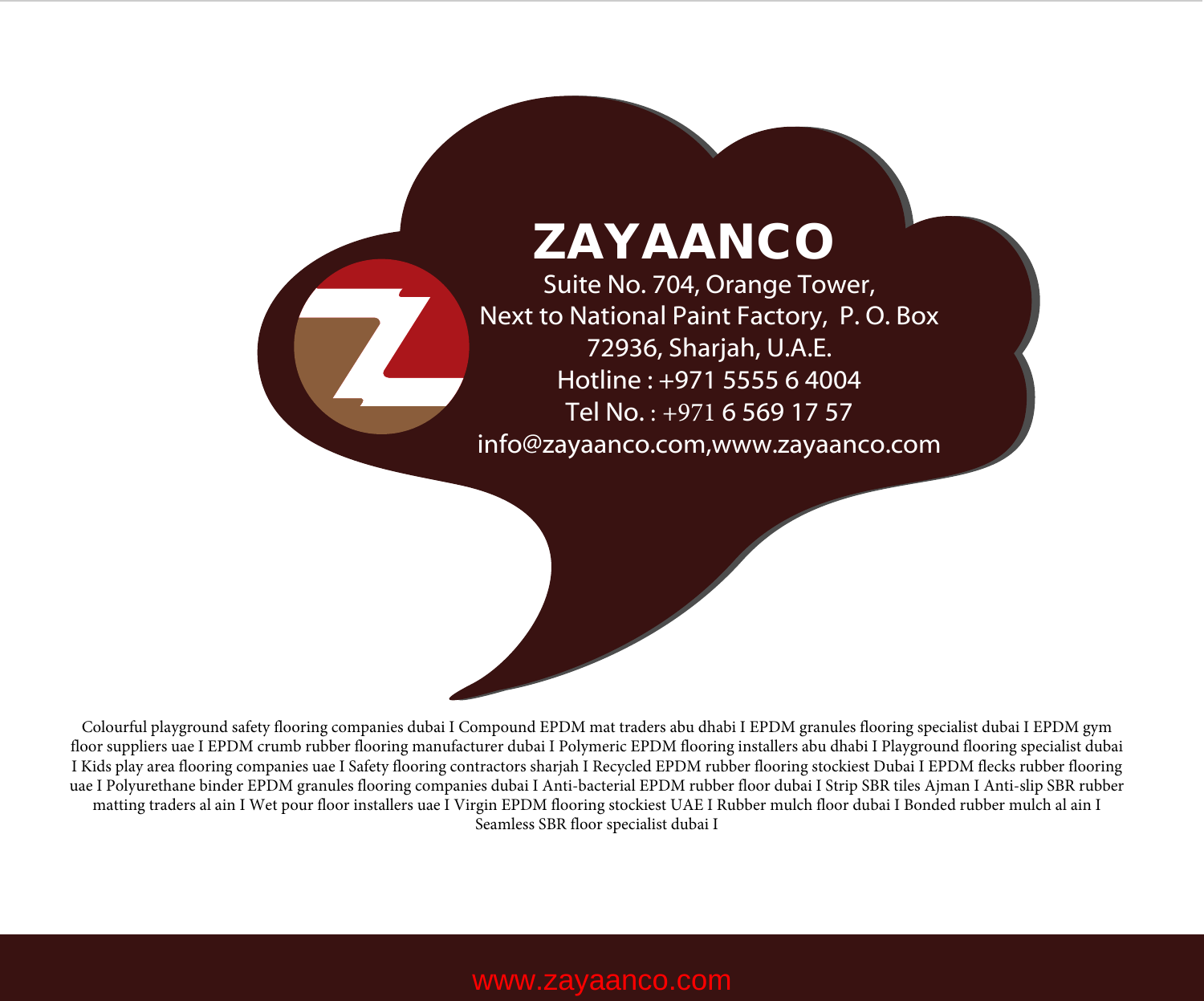# ZAYAANCO

Suite No. 704, Orange Tower,
Next to National Paint Factory, P. O. Box
72936, Sharjah, U.A.E.
Hotline : +971 5555 6 4004
Tel No. : +971 6 569 17 57
info@zayaanco.com,www.zayaanco.com

Colourful playground safety flooring companies dubai I Compound EPDM mat traders abu dhabi I EPDM granules flooring specialist dubai I EPDM gym floor suppliers uae I EPDM crumb rubber flooring manufacturer dubai I Polymeric EPDM flooring installers abu dhabi I Playground flooring specialist dubai I Kids play area flooring companies uae I Safety flooring contractors sharjah I Recycled EPDM rubber flooring stockiest Dubai I EPDM flecks rubber flooring uae I Polyurethane binder EPDM granules flooring companies dubai I Anti-bacterial EPDM rubber floor dubai I Strip SBR tiles Ajman I Anti-slip SBR rubber matting traders al ain I Wet pour floor installers uae I Virgin EPDM flooring stockiest UAE I Rubber mulch floor dubai I Bonded rubber mulch al ain I Seamless SBR floor specialist dubai I

www.zayaanco.com